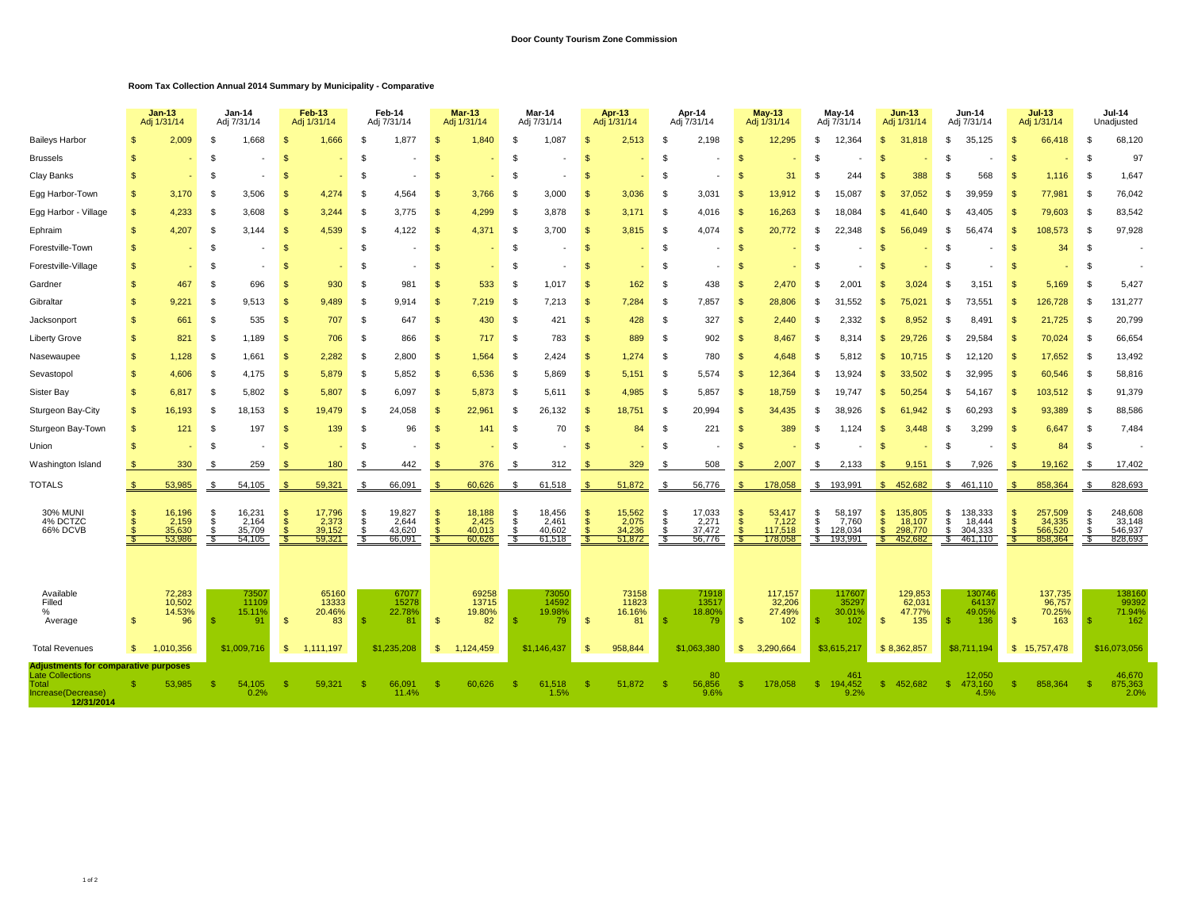**Door County Tourism Zone Commission**

**Room Tax Collection Annual 2014 Summary by Municipality - Comparative**

| | Jan-13 Adj 1/31/14 | Jan-14 Adj 7/31/14 | Feb-13 Adj 1/31/14 | Feb-14 Adj 7/31/14 | Mar-13 Adj 1/31/14 | Mar-14 Adj 7/31/14 | Apr-13 Adj 1/31/14 | Apr-14 Adj 7/31/14 | May-13 Adj 1/31/14 | May-14 Adj 7/31/14 | Jun-13 Adj 1/31/14 | Jun-14 Adj 7/31/14 | Jul-13 Adj 1/31/14 | Jul-14 Unadjusted |
|---|---|---|---|---|---|---|---|---|---|---|---|---|---|---|
| Baileys Harbor | $ 2,009 | $ 1,668 | $ 1,666 | $ 1,877 | $ 1,840 | $ 1,087 | $ 2,513 | $ 2,198 | $ 12,295 | $ 12,364 | $ 31,818 | $ 35,125 | $ 66,418 | $ 68,120 |
| Brussels | $ - | $ - | $ - | $ - | $ - | $ - | $ - | $ - | $ - | $ - | $ - | $ - | $ - | $ 97 |
| Clay Banks | $ - | $ - | $ - | $ - | $ - | $ - | $ - | $ - | $ 31 | $ 244 | $ 388 | $ 568 | $ 1,116 | $ 1,647 |
| Egg Harbor-Town | $ 3,170 | $ 3,506 | $ 4,274 | $ 4,564 | $ 3,766 | $ 3,000 | $ 3,036 | $ 3,031 | $ 13,912 | $ 15,087 | $ 37,052 | $ 39,959 | $ 77,981 | $ 76,042 |
| Egg Harbor - Village | $ 4,233 | $ 3,608 | $ 3,244 | $ 3,775 | $ 4,299 | $ 3,878 | $ 3,171 | $ 4,016 | $ 16,263 | $ 18,084 | $ 41,640 | $ 43,405 | $ 79,603 | $ 83,542 |
| Ephraim | $ 4,207 | $ 3,144 | $ 4,539 | $ 4,122 | $ 4,371 | $ 3,700 | $ 3,815 | $ 4,074 | $ 20,772 | $ 22,348 | $ 56,049 | $ 56,474 | $ 108,573 | $ 97,928 |
| Forestville-Town | $ - | $ - | $ - | $ - | $ - | $ - | $ - | $ - | $ - | $ - | $ - | $ - | $ 34 | $ - |
| Forestville-Village | $ - | $ - | $ - | $ - | $ - | $ - | $ - | $ - | $ - | $ - | $ - | $ - | $ - | $ - |
| Gardner | $ 467 | $ 696 | $ 930 | $ 981 | $ 533 | $ 1,017 | $ 162 | $ 438 | $ 2,470 | $ 2,001 | $ 3,024 | $ 3,151 | $ 5,169 | $ 5,427 |
| Gibraltar | $ 9,221 | $ 9,513 | $ 9,489 | $ 9,914 | $ 7,219 | $ 7,213 | $ 7,284 | $ 7,857 | $ 28,806 | $ 31,552 | $ 75,021 | $ 73,551 | $ 126,728 | $ 131,277 |
| Jacksonport | $ 661 | $ 535 | $ 707 | $ 647 | $ 430 | $ 421 | $ 428 | $ 327 | $ 2,440 | $ 2,332 | $ 8,952 | $ 8,491 | $ 21,725 | $ 20,799 |
| Liberty Grove | $ 821 | $ 1,189 | $ 706 | $ 866 | $ 717 | $ 783 | $ 889 | $ 902 | $ 8,467 | $ 8,314 | $ 29,726 | $ 29,584 | $ 70,024 | $ 66,654 |
| Nasewaupee | $ 1,128 | $ 1,661 | $ 2,282 | $ 2,800 | $ 1,564 | $ 2,424 | $ 1,274 | $ 780 | $ 4,648 | $ 5,812 | $ 10,715 | $ 12,120 | $ 17,652 | $ 13,492 |
| Sevastopol | $ 4,606 | $ 4,175 | $ 5,879 | $ 5,852 | $ 6,536 | $ 5,869 | $ 5,151 | $ 5,574 | $ 12,364 | $ 13,924 | $ 33,502 | $ 32,995 | $ 60,546 | $ 58,816 |
| Sister Bay | $ 6,817 | $ 5,802 | $ 5,807 | $ 6,097 | $ 5,873 | $ 5,611 | $ 4,985 | $ 5,857 | $ 18,759 | $ 19,747 | $ 50,254 | $ 54,167 | $ 103,512 | $ 91,379 |
| Sturgeon Bay-City | $ 16,193 | $ 18,153 | $ 19,479 | $ 24,058 | $ 22,961 | $ 26,132 | $ 18,751 | $ 20,994 | $ 34,435 | $ 38,926 | $ 61,942 | $ 60,293 | $ 93,389 | $ 88,586 |
| Sturgeon Bay-Town | $ 121 | $ 197 | $ 139 | $ 96 | $ 141 | $ 70 | $ 84 | $ 221 | $ 389 | $ 1,124 | $ 3,448 | $ 3,299 | $ 6,647 | $ 7,484 |
| Union | $ - | $ - | $ - | $ - | $ - | $ - | $ - | $ - | $ - | $ - | $ - | $ - | $ 84 | $ - |
| Washington Island | $ 330 | $ 259 | $ 180 | $ 442 | $ 376 | $ 312 | $ 329 | $ 508 | $ 2,007 | $ 2,133 | $ 9,151 | $ 7,926 | $ 19,162 | $ 17,402 |
| TOTALS | $ 53,985 | $ 54,105 | $ 59,321 | $ 66,091 | $ 60,626 | $ 61,518 | $ 51,872 | $ 56,776 | $ 178,058 | $ 193,991 | $ 452,682 | $ 461,110 | $ 858,364 | $ 828,693 |
| 30% MUNI | $ 16,196 | $ 16,231 | $ 17,796 | $ 19,827 | $ 18,188 | $ 18,456 | $ 15,562 | $ 17,033 | $ 53,417 | $ 58,197 | $ 135,805 | $ 138,333 | $ 257,509 | $ 248,608 |
| 4% DCTZC | $ 2,159 | $ 2,164 | $ 2,373 | $ 2,644 | $ 2,425 | $ 2,461 | $ 2,075 | $ 2,271 | $ 7,122 | $ 7,760 | $ 18,107 | $ 18,444 | $ 34,335 | $ 33,148 |
| 66% DCVB | $ 35,630 | $ 35,709 | $ 39,152 | $ 43,620 | $ 40,013 | $ 40,602 | $ 34,236 | $ 37,472 | $ 117,518 | $ 128,034 | $ 298,770 | $ 304,333 | $ 566,520 | $ 546,937 |
| | $ 53,986 | $ 54,105 | $ 59,321 | $ 66,091 | $ 60,626 | $ 61,518 | $ 51,872 | $ 56,776 | $ 178,058 | $ 193,991 | $ 452,682 | $ 461,110 | $ 858,364 | $ 828,693 |
| Available | 72,283 | 73507 | 65160 | 67077 | 69258 | 73050 | 73158 | 71918 | 117,157 | 117607 | 129,853 | 130746 | 137,735 | 138160 |
| Filled | 10,502 | 11109 | 13333 | 15278 | 13715 | 14592 | 11823 | 13517 | 32,206 | 35297 | 62,031 | 64137 | 96,757 | 99392 |
| % | 14.53% | 15.11% | 20.46% | 22.78% | 19.80% | 19.98% | 16.16% | 18.80% | 27.49% | 30.01% | 47.77% | 49.05% | 70.25% | 71.94% |
| Average | $ 96 | $ 91 | $ 83 | $ 81 | $ 82 | $ 79 | $ 81 | $ 79 | $ 102 | $ 102 | $ 135 | $ 136 | $ 163 | $ 162 |
| Total Revenues | $ 1,010,356 | $1,009,716 | $ 1,111,197 | $1,235,208 | $ 1,124,459 | $1,146,437 | $ 958,844 | $1,063,380 | $ 3,290,664 | $3,615,217 | $ 8,362,857 | $8,711,194 | $ 15,757,478 | $16,073,056 |
| **Adjustments for comparative purposes** | | | | | | | | | | | | | | |
| Late Collections | | | | | | | | 80 | | 461 | | 12,050 | | 46,670 |
| Total | $ 53,985 | $ 54,105 | $ 59,321 | $ 66,091 | $ 60,626 | $ 61,518 | $ 51,872 | $ 56,856 | $ 178,058 | $ 194,452 | $ 452,682 | $ 473,160 | $ 858,364 | $ 875,363 |
| Increase(Decrease) | | 0.2% | | 11.4% | | 1.5% | | 9.6% | | 9.2% | | 4.5% | | 2.0% |
| **12/31/2014** | | | | | | | | | | | | | | |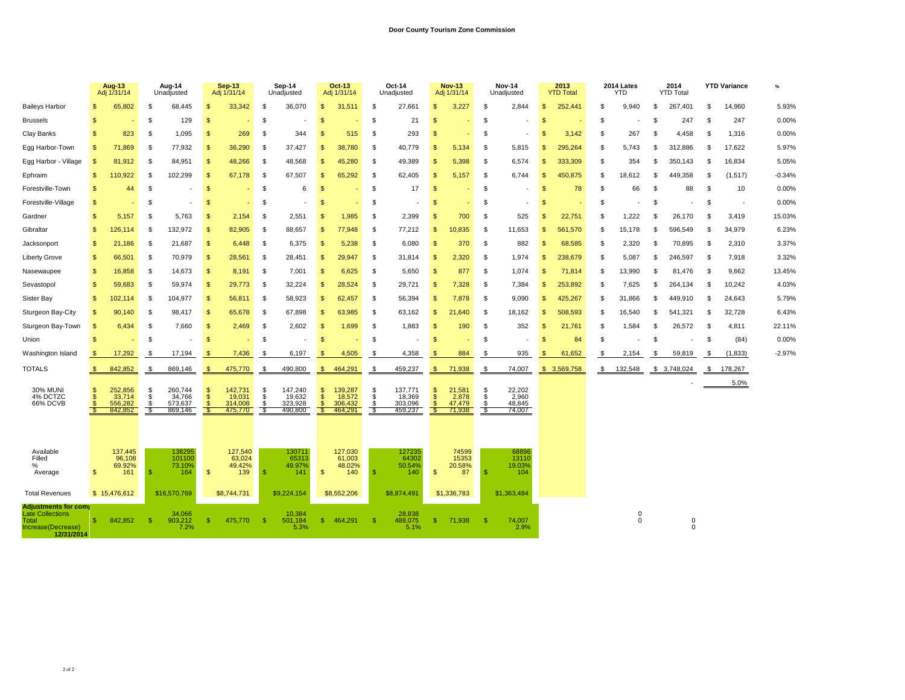## Door County Tourism Zone Commission

| | Aug-13 Adj 1/31/14 | Aug-14 Unadjusted | Sep-13 Adj 1/31/14 | Sep-14 Unadjusted | Oct-13 Adj 1/31/14 | Oct-14 Unadjusted | Nov-13 Adj 1/31/14 | Nov-14 Unadjusted | 2013 YTD Total | 2014 Lates YTD | 2014 YTD Total | YTD Variance | % |
|---|---|---|---|---|---|---|---|---|---|---|---|---|---|
| Baileys Harbor | $ 65,802 | $ 68,445 | $ 33,342 | $ 36,070 | $ 31,511 | $ 27,661 | $ 3,227 | $ 2,844 | $ 252,441 | $ 9,940 | $ 267,401 | $ 14,960 | 5.93% |
| Brussels | $ - | $ 129 | $ - | $ - | $ - | $ 21 | $ - | $ - | $ - | $ - | $ 247 | $ 247 | 0.00% |
| Clay Banks | $ 823 | $ 1,095 | $ 269 | $ 344 | $ 515 | $ 293 | $ - | $ - | $ 3,142 | $ 267 | $ 4,458 | $ 1,316 | 0.00% |
| Egg Harbor-Town | $ 71,869 | $ 77,932 | $ 36,290 | $ 37,427 | $ 38,780 | $ 40,779 | $ 5,134 | $ 5,815 | $ 295,264 | $ 5,743 | $ 312,886 | $ 17,622 | 5.97% |
| Egg Harbor - Village | $ 81,912 | $ 84,951 | $ 48,266 | $ 48,568 | $ 45,280 | $ 49,389 | $ 5,398 | $ 6,574 | $ 333,309 | $ 354 | $ 350,143 | $ 16,834 | 5.05% |
| Ephraim | $ 110,922 | $ 102,299 | $ 67,178 | $ 67,507 | $ 65,292 | $ 62,405 | $ 5,157 | $ 6,744 | $ 450,875 | $ 18,612 | $ 449,358 | $ (1,517) | -0.34% |
| Forestville-Town | $ 44 | $ - | $ - | $ 6 | $ - | $ 17 | $ - | $ - | $ 78 | $ 66 | $ 88 | $ 10 | 0.00% |
| Forestville-Village | $ - | $ - | $ - | $ - | $ - | $ - | $ - | $ - | $ - | $ - | $ - | $ - | 0.00% |
| Gardner | $ 5,157 | $ 5,763 | $ 2,154 | $ 2,551 | $ 1,985 | $ 2,399 | $ 700 | $ 525 | $ 22,751 | $ 1,222 | $ 26,170 | $ 3,419 | 15.03% |
| Gibraltar | $ 126,114 | $ 132,972 | $ 82,905 | $ 88,657 | $ 77,948 | $ 77,212 | $ 10,835 | $ 11,653 | $ 561,570 | $ 15,178 | $ 596,549 | $ 34,979 | 6.23% |
| Jacksonport | $ 21,186 | $ 21,687 | $ 6,448 | $ 6,375 | $ 5,238 | $ 6,080 | $ 370 | $ 882 | $ 68,585 | $ 2,320 | $ 70,895 | $ 2,310 | 3.37% |
| Liberty Grove | $ 66,501 | $ 70,979 | $ 28,561 | $ 28,451 | $ 29,947 | $ 31,814 | $ 2,320 | $ 1,974 | $ 238,679 | $ 5,087 | $ 246,597 | $ 7,918 | 3.32% |
| Nasewaupee | $ 16,858 | $ 14,673 | $ 8,191 | $ 7,001 | $ 6,625 | $ 5,650 | $ 877 | $ 1,074 | $ 71,814 | $ 13,990 | $ 81,476 | $ 9,662 | 13.45% |
| Sevastopol | $ 59,683 | $ 59,974 | $ 29,773 | $ 32,224 | $ 28,524 | $ 29,721 | $ 7,328 | $ 7,384 | $ 253,892 | $ 7,625 | $ 264,134 | $ 10,242 | 4.03% |
| Sister Bay | $ 102,114 | $ 104,977 | $ 56,811 | $ 58,923 | $ 62,457 | $ 56,394 | $ 7,878 | $ 9,090 | $ 425,267 | $ 31,866 | $ 449,910 | $ 24,643 | 5.79% |
| Sturgeon Bay-City | $ 90,140 | $ 98,417 | $ 65,678 | $ 67,898 | $ 63,985 | $ 63,162 | $ 21,640 | $ 18,162 | $ 508,593 | $ 16,540 | $ 541,321 | $ 32,728 | 6.43% |
| Sturgeon Bay-Town | $ 6,434 | $ 7,660 | $ 2,469 | $ 2,602 | $ 1,699 | $ 1,883 | $ 190 | $ 352 | $ 21,761 | $ 1,584 | $ 26,572 | $ 4,811 | 22.11% |
| Union | $ - | $ - | $ - | $ - | $ - | $ - | $ - | $ - | $ 84 | $ - | $ - | $ (84) | 0.00% |
| Washington Island | $ 17,292 | $ 17,194 | $ 7,436 | $ 6,197 | $ 4,505 | $ 4,358 | $ 884 | $ 935 | $ 61,652 | $ 2,154 | $ 59,819 | $ (1,833) | -2.97% |
| TOTALS | $ 842,852 | $ 869,146 | $ 475,770 | $ 490,800 | $ 464,291 | $ 459,237 | $ 71,938 | $ 74,007 | $ 3,569,758 | $ 132,548 | $ 3,748,024 | $ 178,267 | |
| | | | | | | | | | | | - | 5.0% | |
| 30% MUNI | $ 252,856 | $ 260,744 | $ 142,731 | $ 147,240 | $ 139,287 | $ 137,771 | $ 21,581 | $ 22,202 | | | | | |
| 4% DCTZC | $ 33,714 | $ 34,766 | $ 19,031 | $ 19,632 | $ 18,572 | $ 18,369 | $ 2,878 | $ 2,960 | | | | | |
| 66% DCVB | $ 556,282 | $ 573,637 | $ 314,008 | $ 323,928 | $ 306,432 | $ 303,096 | $ 47,479 | $ 48,845 | | | | | |
| | $ 842,852 | $ 869,146 | $ 475,770 | $ 490,800 | $ 464,291 | $ 459,237 | $ 71,938 | $ 74,007 | | | | | |
| Available | 137,445 | 138295 | 127,540 | 130711 | 127,030 | 127235 | 74599 | 68896 | | | | | |
| Filled | 96,108 | 101100 | 63,024 | 65313 | 61,003 | 64302 | 15353 | 13110 | | | | | |
| % | 69.92% | 73.10% | 49.42% | 49.97% | 48.02% | 50.54% | 20.58% | 19.03% | | | | | |
| Average | $ 161 | $ 164 | $ 139 | $ 141 | $ 140 | $ 140 | $ 87 | $ 104 | | | | | |
| Total Revenues | $ 15,476,612 | $16,570,769 | $8,744,731 | $9,224,154 | $8,552,206 | $8,874,491 | $1,336,783 | $1,363,484 | | | | | |
| **Adjustments for comp** | | | | | | | | | | | | | |
| Late Collections | | 34,066 | | 10,384 | | 28,838 | | | | 0 | | | |
| Total | $ 842,852 | $ 903,212 | $ 475,770 | $ 501,184 | $ 464,291 | $ 488,075 | $ 71,938 | $ 74,007 | | 0 | 0 | | |
| Increase(Decrease) | | 7.2% | | 5.3% | | 5.1% | | 2.9% | | | 0 | | |
| **12/31/2014** | | | | | | | | | | | | | |